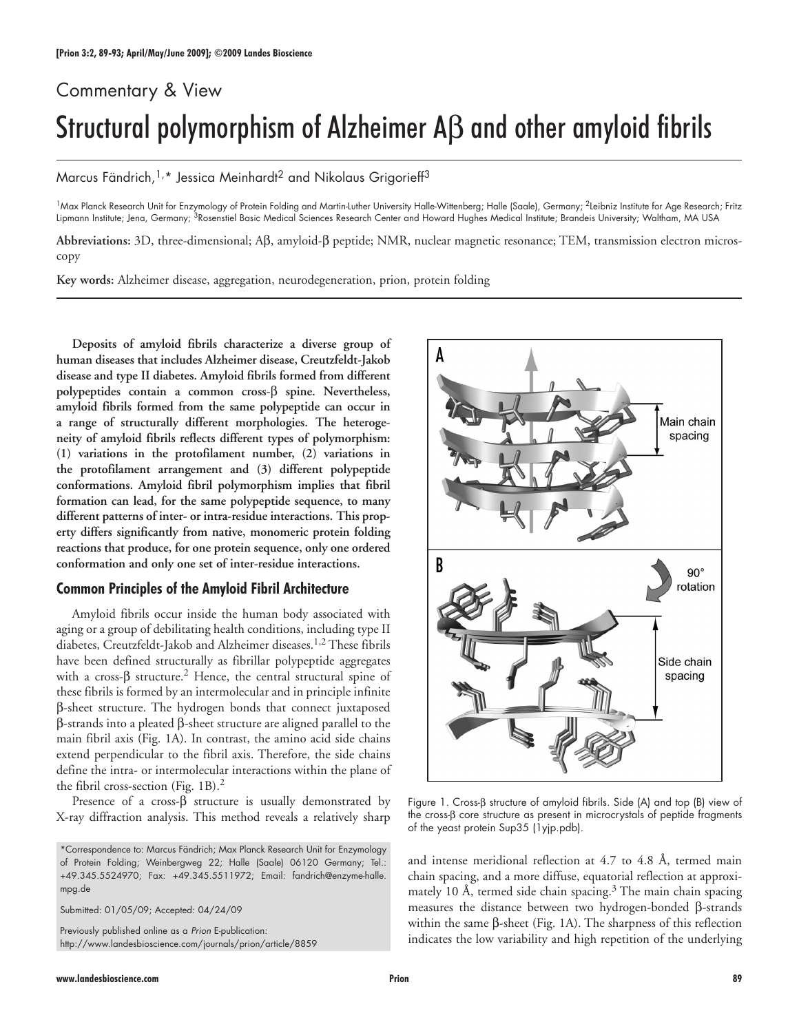## Commentary & View

# Structural polymorphism of Alzheimer Aβ and other amyloid fibrils

Marcus Fändrich,[1,*] Jessica Meinhardt[2] and Nikolaus Grigorieff[3]

[1]Max Planck Research Unit for Enzymology of Protein Folding and Martin-Luther University Halle-Wittenberg; Halle (Saale), Germany; [2]Leibniz Institute for Age Research; Fritz Lipmann Institute; Jena, Germany; [3]Rosenstiel Basic Medical Sciences Research Center and Howard Hughes Medical Institute; Brandeis University; Waltham, MA USA

**Abbreviations:** 3D, three-dimensional; Aβ, amyloid-β peptide; NMR, nuclear magnetic resonance; TEM, transmission electron microscopy

**Key words:** Alzheimer disease, aggregation, neurodegeneration, prion, protein folding

**Deposits of amyloid fibrils characterize a diverse group of human diseases that includes Alzheimer disease, Creutzfeldt-Jakob disease and type II diabetes. Amyloid fibrils formed from different polypeptides contain a common cross-β spine. Nevertheless, amyloid fibrils formed from the same polypeptide can occur in a range of structurally different morphologies. The heterogeneity of amyloid fibrils reflects different types of polymorphism: (1) variations in the protofilament number, (2) variations in the protofilament arrangement and (3) different polypeptide conformations. Amyloid fibril polymorphism implies that fibril formation can lead, for the same polypeptide sequence, to many different patterns of inter- or intra-residue interactions. This property differs significantly from native, monomeric protein folding reactions that produce, for one protein sequence, only one ordered conformation and only one set of inter-residue interactions.**

## Common Principles of the Amyloid Fibril Architecture

Amyloid fibrils occur inside the human body associated with aging or a group of debilitating health conditions, including type II diabetes, Creutzfeldt-Jakob and Alzheimer diseases.[1,2] These fibrils have been defined structurally as fibrillar polypeptide aggregates with a cross-β structure.[2] Hence, the central structural spine of these fibrils is formed by an intermolecular and in principle infinite β-sheet structure. The hydrogen bonds that connect juxtaposed β-strands into a pleated β-sheet structure are aligned parallel to the main fibril axis (Fig. 1A). In contrast, the amino acid side chains extend perpendicular to the fibril axis. Therefore, the side chains define the intra- or intermolecular interactions within the plane of the fibril cross-section (Fig. 1B).[2]

Presence of a cross-β structure is usually demonstrated by X-ray diffraction analysis. This method reveals a relatively sharp and intense meridional reflection at 4.7 to 4.8 Å, termed main chain spacing, and a more diffuse, equatorial reflection at approximately 10 Å, termed side chain spacing.[3] The main chain spacing measures the distance between two hydrogen-bonded β-strands within the same β-sheet (Fig. 1A). The sharpness of this reflection indicates the low variability and high repetition of the underlying

Figure 1. Cross-β structure of amyloid fibrils. Side (A) and top (B) view of the cross-β core structure as present in microcrystals of peptide fragments of the yeast protein Sup35 (1yjp.pdb).

*Correspondence to: Marcus Fändrich; Max Planck Research Unit for Enzymology of Protein Folding; Weinbergweg 22; Halle (Saale) 06120 Germany; Tel.: +49.345.5524970; Fax: +49.345.5511972; Email: fandrich@enzyme-halle.mpg.de

Submitted: 01/05/09; Accepted: 04/24/09

Previously published online as a *Prion* E-publication: http://www.landesbioscience.com/journals/prion/article/8859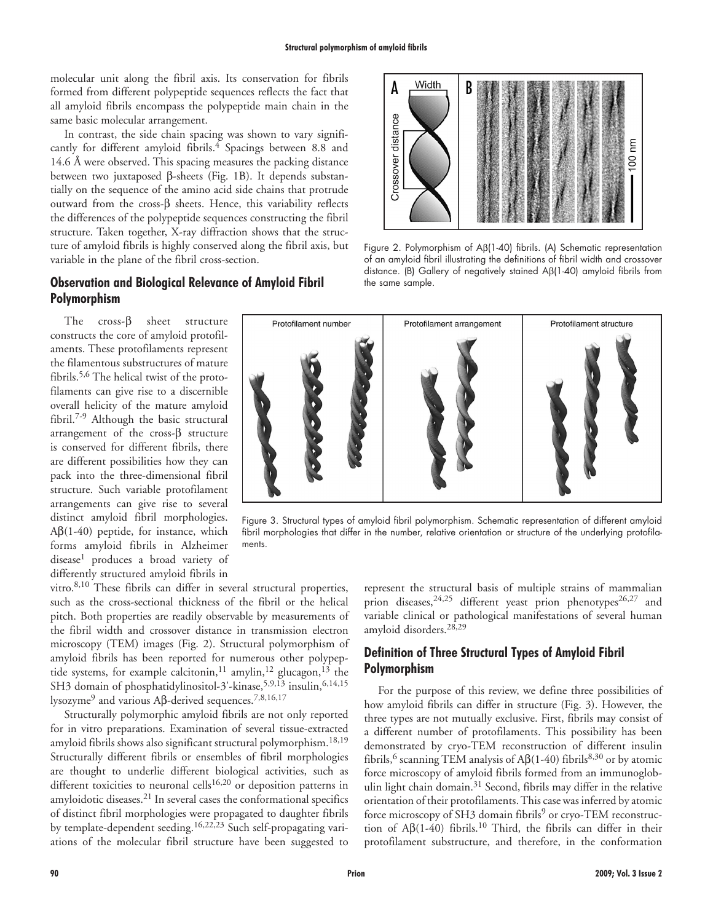molecular unit along the fibril axis. Its conservation for fibrils formed from different polypeptide sequences reflects the fact that all amyloid fibrils encompass the polypeptide main chain in the same basic molecular arrangement.

In contrast, the side chain spacing was shown to vary significantly for different amyloid fibrils.[4] Spacings between 8.8 and 14.6 Å were observed. This spacing measures the packing distance between two juxtaposed β-sheets (Fig. 1B). It depends substantially on the sequence of the amino acid side chains that protrude outward from the cross-β sheets. Hence, this variability reflects the differences of the polypeptide sequences constructing the fibril structure. Taken together, X-ray diffraction shows that the structure of amyloid fibrils is highly conserved along the fibril axis, but variable in the plane of the fibril cross-section.

## Observation and Biological Relevance of Amyloid Fibril Polymorphism

The cross-β sheet structure constructs the core of amyloid protofilaments. These protofilaments represent the filamentous substructures of mature fibrils.[5,6] The helical twist of the protofilaments can give rise to a discernible overall helicity of the mature amyloid fibril.[7-9] Although the basic structural arrangement of the cross-β structure is conserved for different fibrils, there are different possibilities how they can pack into the three-dimensional fibril structure. Such variable protofilament arrangements can give rise to several distinct amyloid fibril morphologies. Aβ(1-40) peptide, for instance, which forms amyloid fibrils in Alzheimer disease[1] produces a broad variety of differently structured amyloid fibrils in vitro.[8,10] These fibrils can differ in several structural properties, such as the cross-sectional thickness of the fibril or the helical pitch. Both properties are readily observable by measurements of the fibril width and crossover distance in transmission electron microscopy (TEM) images (Fig. 2). Structural polymorphism of amyloid fibrils has been reported for numerous other polypeptide systems, for example calcitonin,[11] amylin,[12] glucagon,[13] the SH3 domain of phosphatidylinositol-3'-kinase,[5,9,13] insulin,[6,14,15] lysozyme[9] and various Aβ-derived sequences.[7,8,16,17]

Structurally polymorphic amyloid fibrils are not only reported for in vitro preparations. Examination of several tissue-extracted amyloid fibrils shows also significant structural polymorphism.[18,19] Structurally different fibrils or ensembles of fibril morphologies are thought to underlie different biological activities, such as different toxicities to neuronal cells[16,20] or deposition patterns in amyloidotic diseases.[21] In several cases the conformational specifics of distinct fibril morphologies were propagated to daughter fibrils by template-dependent seeding.[16,22,23] Such self-propagating variations of the molecular fibril structure have been suggested to represent the structural basis of multiple strains of mammalian prion diseases,[24,25] different yeast prion phenotypes[26,27] and variable clinical or pathological manifestations of several human amyloid disorders.[28,29]

Figure 2. Polymorphism of Aβ(1-40) fibrils. (A) Schematic representation of an amyloid fibril illustrating the definitions of fibril width and crossover distance. (B) Gallery of negatively stained Aβ(1-40) amyloid fibrils from the same sample.

Figure 3. Structural types of amyloid fibril polymorphism. Schematic representation of different amyloid fibril morphologies that differ in the number, relative orientation or structure of the underlying protofilaments.

## Definition of Three Structural Types of Amyloid Fibril Polymorphism

For the purpose of this review, we define three possibilities of how amyloid fibrils can differ in structure (Fig. 3). However, the three types are not mutually exclusive. First, fibrils may consist of a different number of protofilaments. This possibility has been demonstrated by cryo-TEM reconstruction of different insulin fibrils,[6] scanning TEM analysis of Aβ(1-40) fibrils[8,30] or by atomic force microscopy of amyloid fibrils formed from an immunoglobulin light chain domain.[31] Second, fibrils may differ in the relative orientation of their protofilaments. This case was inferred by atomic force microscopy of SH3 domain fibrils[9] or cryo-TEM reconstruction of Aβ(1-40) fibrils.[10] Third, the fibrils can differ in their protofilament substructure, and therefore, in the conformation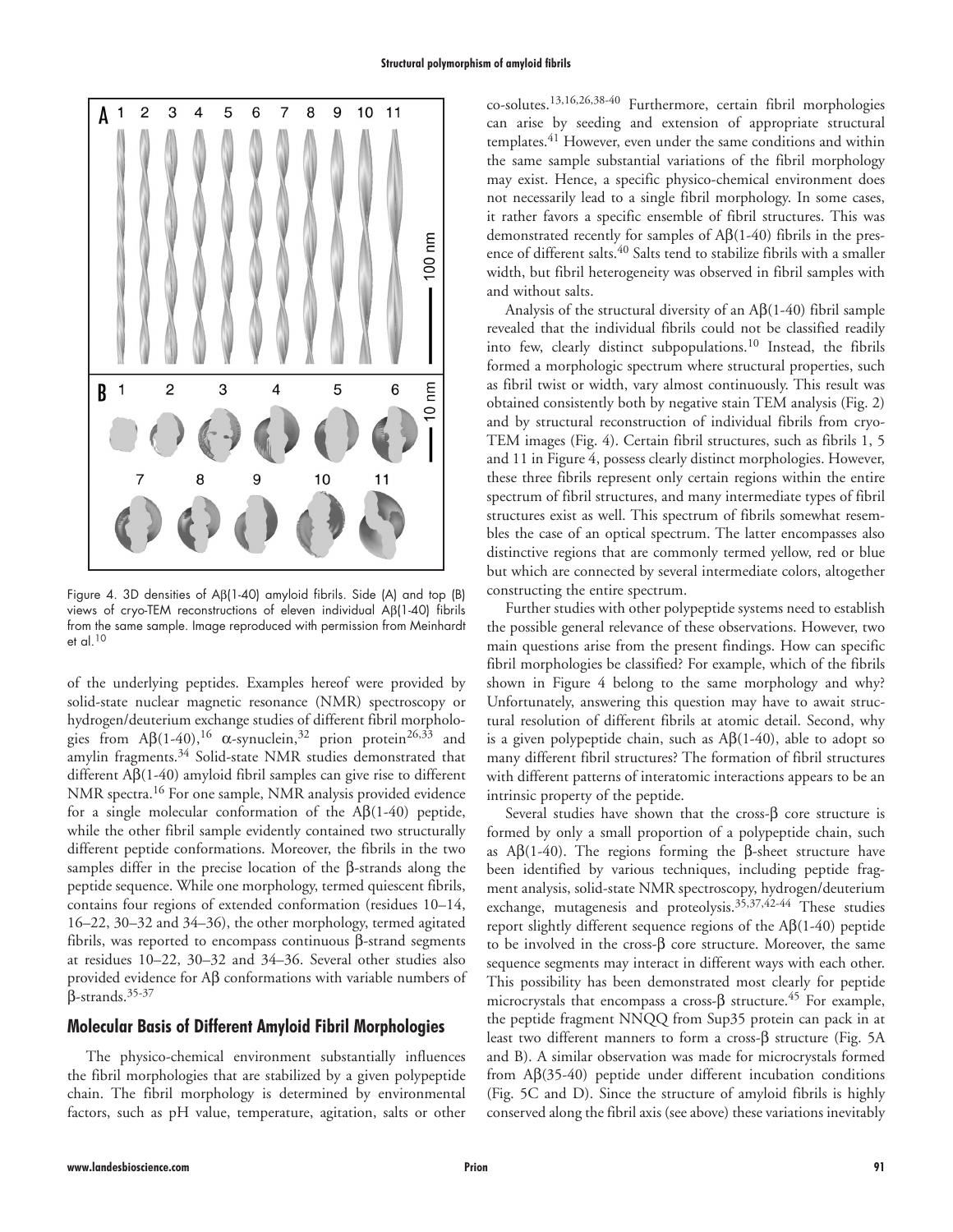Figure 4. 3D densities of Aβ(1-40) amyloid fibrils. Side (A) and top (B) views of cryo-TEM reconstructions of eleven individual Aβ(1-40) fibrils from the same sample. Image reproduced with permission from Meinhardt et al.[10]

of the underlying peptides. Examples hereof were provided by solid-state nuclear magnetic resonance (NMR) spectroscopy or hydrogen/deuterium exchange studies of different fibril morphologies from Aβ(1-40),[16] α-synuclein,[32] prion protein[26,33] and amylin fragments.[34] Solid-state NMR studies demonstrated that different Aβ(1-40) amyloid fibril samples can give rise to different NMR spectra.[16] For one sample, NMR analysis provided evidence for a single molecular conformation of the Aβ(1-40) peptide, while the other fibril sample evidently contained two structurally different peptide conformations. Moreover, the fibrils in the two samples differ in the precise location of the β-strands along the peptide sequence. While one morphology, termed quiescent fibrils, contains four regions of extended conformation (residues 10–14, 16–22, 30–32 and 34–36), the other morphology, termed agitated fibrils, was reported to encompass continuous β-strand segments at residues 10–22, 30–32 and 34–36. Several other studies also provided evidence for Aβ conformations with variable numbers of β-strands.[35-37]

## Molecular Basis of Different Amyloid Fibril Morphologies

The physico-chemical environment substantially influences the fibril morphologies that are stabilized by a given polypeptide chain. The fibril morphology is determined by environmental factors, such as pH value, temperature, agitation, salts or other co-solutes.[13,16,26,38-40] Furthermore, certain fibril morphologies can arise by seeding and extension of appropriate structural templates.[41] However, even under the same conditions and within the same sample substantial variations of the fibril morphology may exist. Hence, a specific physico-chemical environment does not necessarily lead to a single fibril morphology. In some cases, it rather favors a specific ensemble of fibril structures. This was demonstrated recently for samples of Aβ(1-40) fibrils in the presence of different salts.[40] Salts tend to stabilize fibrils with a smaller width, but fibril heterogeneity was observed in fibril samples with and without salts.

Analysis of the structural diversity of an Aβ(1-40) fibril sample revealed that the individual fibrils could not be classified readily into few, clearly distinct subpopulations.[10] Instead, the fibrils formed a morphologic spectrum where structural properties, such as fibril twist or width, vary almost continuously. This result was obtained consistently both by negative stain TEM analysis (Fig. 2) and by structural reconstruction of individual fibrils from cryo-TEM images (Fig. 4). Certain fibril structures, such as fibrils 1, 5 and 11 in Figure 4, possess clearly distinct morphologies. However, these three fibrils represent only certain regions within the entire spectrum of fibril structures, and many intermediate types of fibril structures exist as well. This spectrum of fibrils somewhat resembles the case of an optical spectrum. The latter encompasses also distinctive regions that are commonly termed yellow, red or blue but which are connected by several intermediate colors, altogether constructing the entire spectrum.

Further studies with other polypeptide systems need to establish the possible general relevance of these observations. However, two main questions arise from the present findings. How can specific fibril morphologies be classified? For example, which of the fibrils shown in Figure 4 belong to the same morphology and why? Unfortunately, answering this question may have to await structural resolution of different fibrils at atomic detail. Second, why is a given polypeptide chain, such as Aβ(1-40), able to adopt so many different fibril structures? The formation of fibril structures with different patterns of interatomic interactions appears to be an intrinsic property of the peptide.

Several studies have shown that the cross-β core structure is formed by only a small proportion of a polypeptide chain, such as Aβ(1-40). The regions forming the β-sheet structure have been identified by various techniques, including peptide fragment analysis, solid-state NMR spectroscopy, hydrogen/deuterium exchange, mutagenesis and proteolysis.[35,37,42-44] These studies report slightly different sequence regions of the Aβ(1-40) peptide to be involved in the cross-β core structure. Moreover, the same sequence segments may interact in different ways with each other. This possibility has been demonstrated most clearly for peptide microcrystals that encompass a cross-β structure.[45] For example, the peptide fragment NNQQ from Sup35 protein can pack in at least two different manners to form a cross-β structure (Fig. 5A and B). A similar observation was made for microcrystals formed from Aβ(35-40) peptide under different incubation conditions (Fig. 5C and D). Since the structure of amyloid fibrils is highly conserved along the fibril axis (see above) these variations inevitably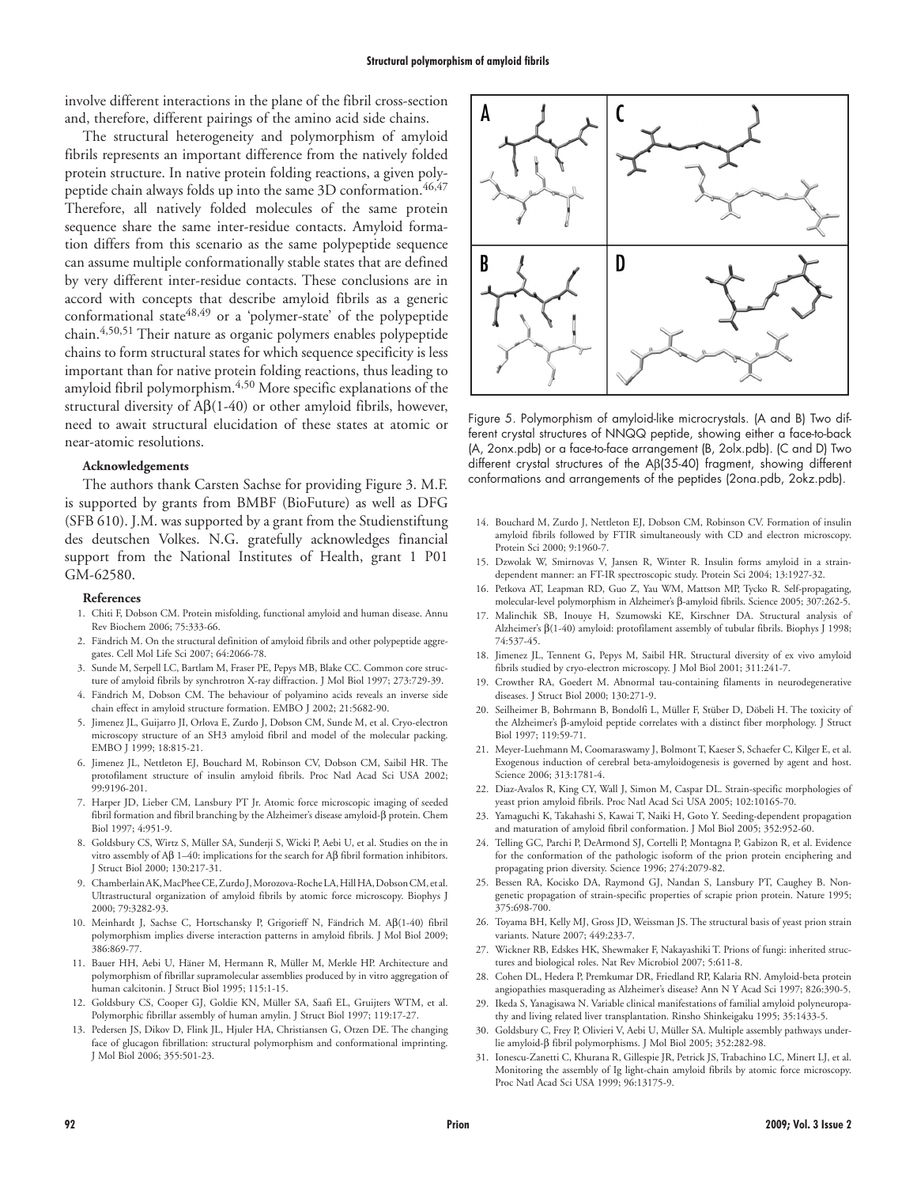involve different interactions in the plane of the fibril cross-section and, therefore, different pairings of the amino acid side chains.

The structural heterogeneity and polymorphism of amyloid fibrils represents an important difference from the natively folded protein structure. In native protein folding reactions, a given polypeptide chain always folds up into the same 3D conformation.[46,47] Therefore, all natively folded molecules of the same protein sequence share the same inter-residue contacts. Amyloid formation differs from this scenario as the same polypeptide sequence can assume multiple conformationally stable states that are defined by very different inter-residue contacts. These conclusions are in accord with concepts that describe amyloid fibrils as a generic conformational state[48,49] or a 'polymer-state' of the polypeptide chain.[4,50,51] Their nature as organic polymers enables polypeptide chains to form structural states for which sequence specificity is less important than for native protein folding reactions, thus leading to amyloid fibril polymorphism.[4,50] More specific explanations of the structural diversity of Aβ(1-40) or other amyloid fibrils, however, need to await structural elucidation of these states at atomic or near-atomic resolutions.

Figure 5. Polymorphism of amyloid-like microcrystals. (A and B) Two different crystal structures of NNQQ peptide, showing either a face-to-back (A, 2onx.pdb) or a face-to-face arrangement (B, 2olx.pdb). (C and D) Two different crystal structures of the Aβ(35-40) fragment, showing different conformations and arrangements of the peptides (2ona.pdb, 2okz.pdb).

#### Acknowledgements

The authors thank Carsten Sachse for providing Figure 3. M.F. is supported by grants from BMBF (BioFuture) as well as DFG (SFB 610). J.M. was supported by a grant from the Studienstiftung des deutschen Volkes. N.G. gratefully acknowledges financial support from the National Institutes of Health, grant 1 P01 GM-62580.

#### References

1. Chiti F, Dobson CM. Protein misfolding, functional amyloid and human disease. Annu Rev Biochem 2006; 75:333-66.
2. Fändrich M. On the structural definition of amyloid fibrils and other polypeptide aggregates. Cell Mol Life Sci 2007; 64:2066-78.
3. Sunde M, Serpell LC, Bartlam M, Fraser PE, Pepys MB, Blake CC. Common core structure of amyloid fibrils by synchrotron X-ray diffraction. J Mol Biol 1997; 273:729-39.
4. Fändrich M, Dobson CM. The behaviour of polyamino acids reveals an inverse side chain effect in amyloid structure formation. EMBO J 2002; 21:5682-90.
5. Jimenez JL, Guijarro JI, Orlova E, Zurdo J, Dobson CM, Sunde M, et al. Cryo-electron microscopy structure of an SH3 amyloid fibril and model of the molecular packing. EMBO J 1999; 18:815-21.
6. Jimenez JL, Nettleton EJ, Bouchard M, Robinson CV, Dobson CM, Saibil HR. The protofilament structure of insulin amyloid fibrils. Proc Natl Acad Sci USA 2002; 99:9196-201.
7. Harper JD, Lieber CM, Lansbury PT Jr. Atomic force microscopic imaging of seeded fibril formation and fibril branching by the Alzheimer's disease amyloid-β protein. Chem Biol 1997; 4:951-9.
8. Goldsbury CS, Wirtz S, Müller SA, Sunderji S, Wicki P, Aebi U, et al. Studies on the in vitro assembly of Aβ 1–40: implications for the search for Aβ fibril formation inhibitors. J Struct Biol 2000; 130:217-31.
9. Chamberlain AK, MacPhee CE, Zurdo J, Morozova-Roche LA, Hill HA, Dobson CM, et al. Ultrastructural organization of amyloid fibrils by atomic force microscopy. Biophys J 2000; 79:3282-93.
10. Meinhardt J, Sachse C, Hortschansky P, Grigorieff N, Fändrich M. Aβ(1-40) fibril polymorphism implies diverse interaction patterns in amyloid fibrils. J Mol Biol 2009; 386:869-77.
11. Bauer HH, Aebi U, Häner M, Hermann R, Müller M, Merkle HP. Architecture and polymorphism of fibrillar supramolecular assemblies produced by in vitro aggregation of human calcitonin. J Struct Biol 1995; 115:1-15.
12. Goldsbury CS, Cooper GJ, Goldie KN, Müller SA, Saafi EL, Gruijters WTM, et al. Polymorphic fibrillar assembly of human amylin. J Struct Biol 1997; 119:17-27.
13. Pedersen JS, Dikov D, Flink JL, Hjuler HA, Christiansen G, Otzen DE. The changing face of glucagon fibrillation: structural polymorphism and conformational imprinting. J Mol Biol 2006; 355:501-23.
14. Bouchard M, Zurdo J, Nettleton EJ, Dobson CM, Robinson CV. Formation of insulin amyloid fibrils followed by FTIR simultaneously with CD and electron microscopy. Protein Sci 2000; 9:1960-7.
15. Dzwolak W, Smirnovas V, Jansen R, Winter R. Insulin forms amyloid in a strain-dependent manner: an FT-IR spectroscopic study. Protein Sci 2004; 13:1927-32.
16. Petkova AT, Leapman RD, Guo Z, Yau WM, Mattson MP, Tycko R. Self-propagating, molecular-level polymorphism in Alzheimer's β-amyloid fibrils. Science 2005; 307:262-5.
17. Malinchik SB, Inouye H, Szumowski KE, Kirschner DA. Structural analysis of Alzheimer's β(1-40) amyloid: protofilament assembly of tubular fibrils. Biophys J 1998; 74:537-45.
18. Jimenez JL, Tennent G, Pepys M, Saibil HR. Structural diversity of ex vivo amyloid fibrils studied by cryo-electron microscopy. J Mol Biol 2001; 311:241-7.
19. Crowther RA, Goedert M. Abnormal tau-containing filaments in neurodegenerative diseases. J Struct Biol 2000; 130:271-9.
20. Seilheimer B, Bohrmann B, Bondolfi L, Müller F, Stüber D, Döbeli H. The toxicity of the Alzheimer's β-amyloid peptide correlates with a distinct fiber morphology. J Struct Biol 1997; 119:59-71.
21. Meyer-Luehmann M, Coomaraswamy J, Bolmont T, Kaeser S, Schaefer C, Kilger E, et al. Exogenous induction of cerebral beta-amyloidogenesis is governed by agent and host. Science 2006; 313:1781-4.
22. Diaz-Avalos R, King CY, Wall J, Simon M, Caspar DL. Strain-specific morphologies of yeast prion amyloid fibrils. Proc Natl Acad Sci USA 2005; 102:10165-70.
23. Yamaguchi K, Takahashi S, Kawai T, Naiki H, Goto Y. Seeding-dependent propagation and maturation of amyloid fibril conformation. J Mol Biol 2005; 352:952-60.
24. Telling GC, Parchi P, DeArmond SJ, Cortelli P, Montagna P, Gabizon R, et al. Evidence for the conformation of the pathologic isoform of the prion protein enciphering and propagating prion diversity. Science 1996; 274:2079-82.
25. Bessen RA, Kocisko DA, Raymond GJ, Nandan S, Lansbury PT, Caughey B. Non-genetic propagation of strain-specific properties of scrapie prion protein. Nature 1995; 375:698-700.
26. Toyama BH, Kelly MJ, Gross JD, Weissman JS. The structural basis of yeast prion strain variants. Nature 2007; 449:233-7.
27. Wickner RB, Edskes HK, Shewmaker F, Nakayashiki T. Prions of fungi: inherited structures and biological roles. Nat Rev Microbiol 2007; 5:611-8.
28. Cohen DL, Hedera P, Premkumar DR, Friedland RP, Kalaria RN. Amyloid-beta protein angiopathies masquerading as Alzheimer's disease? Ann N Y Acad Sci 1997; 826:390-5.
29. Ikeda S, Yanagisawa N. Variable clinical manifestations of familial amyloid polyneuropathy and living related liver transplantation. Rinsho Shinkeigaku 1995; 35:1433-5.
30. Goldsbury C, Frey P, Olivieri V, Aebi U, Müller SA. Multiple assembly pathways underlie amyloid-β fibril polymorphisms. J Mol Biol 2005; 352:282-98.
31. Ionescu-Zanetti C, Khurana R, Gillespie JR, Petrick JS, Trabachino LC, Minert LJ, et al. Monitoring the assembly of Ig light-chain amyloid fibrils by atomic force microscopy. Proc Natl Acad Sci USA 1999; 96:13175-9.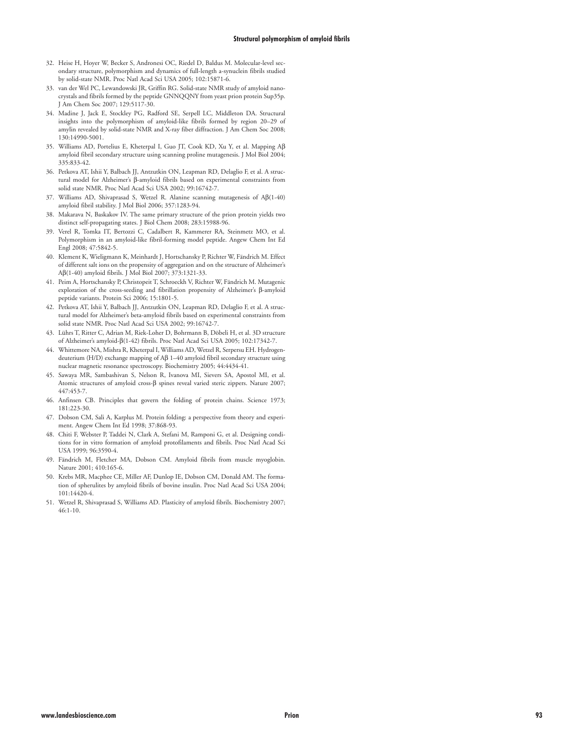32. Heise H, Hoyer W, Becker S, Andronesi OC, Riedel D, Baldus M. Molecular-level secondary structure, polymorphism and dynamics of full-length a-synuclein fibrils studied by solid-state NMR. Proc Natl Acad Sci USA 2005; 102:15871-6.
33. van der Wel PC, Lewandowski JR, Griffin RG. Solid-state NMR study of amyloid nanocrystals and fibrils formed by the peptide GNNQQNY from yeast prion protein Sup35p. J Am Chem Soc 2007; 129:5117-30.
34. Madine J, Jack E, Stockley PG, Radford SE, Serpell LC, Middleton DA. Structural insights into the polymorphism of amyloid-like fibrils formed by region 20–29 of amylin revealed by solid-state NMR and X-ray fiber diffraction. J Am Chem Soc 2008; 130:14990-5001.
35. Williams AD, Portelius E, Kheterpal I, Guo JT, Cook KD, Xu Y, et al. Mapping Aβ amyloid fibril secondary structure using scanning proline mutagenesis. J Mol Biol 2004; 335:833-42.
36. Petkova AT, Ishii Y, Balbach JJ, Antzutkin ON, Leapman RD, Delaglio F, et al. A structural model for Alzheimer's β-amyloid fibrils based on experimental constraints from solid state NMR. Proc Natl Acad Sci USA 2002; 99:16742-7.
37. Williams AD, Shivaprasad S, Wetzel R. Alanine scanning mutagenesis of Aβ(1-40) amyloid fibril stability. J Mol Biol 2006; 357:1283-94.
38. Makarava N, Baskakov IV. The same primary structure of the prion protein yields two distinct self-propagating states. J Biol Chem 2008; 283:15988-96.
39. Verel R, Tomka IT, Bertozzi C, Cadalbert R, Kammerer RA, Steinmetz MO, et al. Polymorphism in an amyloid-like fibril-forming model peptide. Angew Chem Int Ed Engl 2008; 47:5842-5.
40. Klement K, Wieligmann K, Meinhardt J, Hortschansky P, Richter W, Fändrich M. Effect of different salt ions on the propensity of aggregation and on the structure of Alzheimer's Aβ(1-40) amyloid fibrils. J Mol Biol 2007; 373:1321-33.
41. Peim A, Hortschansky P, Christopeit T, Schroeckh V, Richter W, Fändrich M. Mutagenic exploration of the cross-seeding and fibrillation propensity of Alzheimer's β-amyloid peptide variants. Protein Sci 2006; 15:1801-5.
42. Petkova AT, Ishii Y, Balbach JJ, Antzutkin ON, Leapman RD, Delaglio F, et al. A structural model for Alzheimer's beta-amyloid fibrils based on experimental constraints from solid state NMR. Proc Natl Acad Sci USA 2002; 99:16742-7.
43. Lührs T, Ritter C, Adrian M, Riek-Loher D, Bohrmann B, Döbeli H, et al. 3D structure of Alzheimer's amyloid-β(1-42) fibrils. Proc Natl Acad Sci USA 2005; 102:17342-7.
44. Whittemore NA, Mishra R, Kheterpal I, Williams AD, Wetzel R, Serpersu EH. Hydrogen-deuterium (H/D) exchange mapping of Aβ 1–40 amyloid fibril secondary structure using nuclear magnetic resonance spectroscopy. Biochemistry 2005; 44:4434-41.
45. Sawaya MR, Sambashivan S, Nelson R, Ivanova MI, Sievers SA, Apostol MI, et al. Atomic structures of amyloid cross-β spines reveal varied steric zippers. Nature 2007; 447:453-7.
46. Anfinsen CB. Principles that govern the folding of protein chains. Science 1973; 181:223-30.
47. Dobson CM, Sali A, Karplus M. Protein folding: a perspective from theory and experiment. Angew Chem Int Ed 1998; 37:868-93.
48. Chiti F, Webster P, Taddei N, Clark A, Stefani M, Ramponi G, et al. Designing conditions for in vitro formation of amyloid protofilaments and fibrils. Proc Natl Acad Sci USA 1999; 96:3590-4.
49. Fändrich M, Fletcher MA, Dobson CM. Amyloid fibrils from muscle myoglobin. Nature 2001; 410:165-6.
50. Krebs MR, Macphee CE, Miller AF, Dunlop IE, Dobson CM, Donald AM. The formation of spherulites by amyloid fibrils of bovine insulin. Proc Natl Acad Sci USA 2004; 101:14420-4.
51. Wetzel R, Shivaprasad S, Williams AD. Plasticity of amyloid fibrils. Biochemistry 2007; 46:1-10.